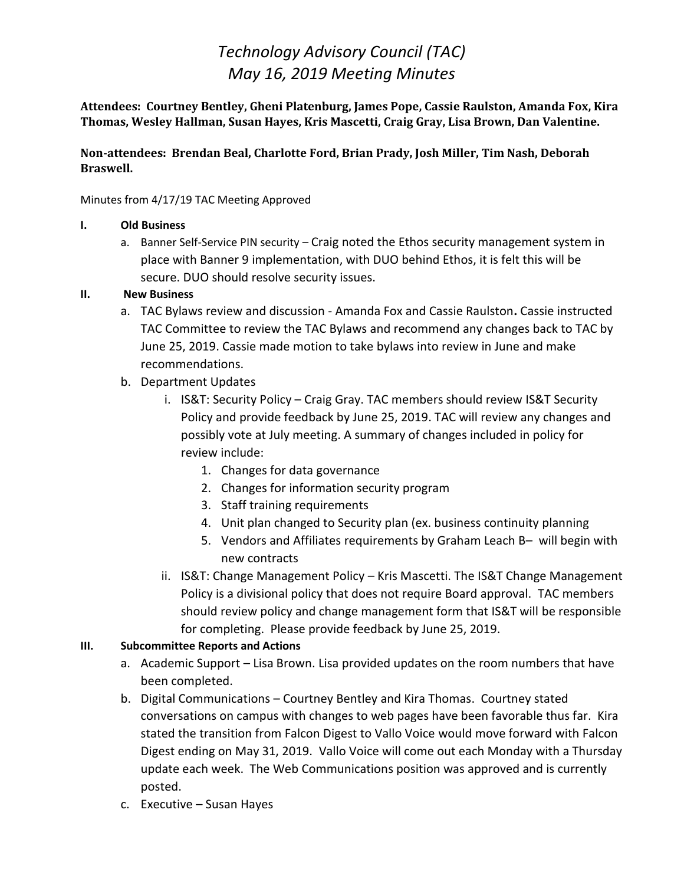# *Technology Advisory Council (TAC)*
# *May 16, 2019 Meeting Minutes*

**Attendees: Courtney Bentley, Gheni Platenburg, James Pope, Cassie Raulston, Amanda Fox, Kira Thomas, Wesley Hallman, Susan Hayes, Kris Mascetti, Craig Gray, Lisa Brown, Dan Valentine.**

**Non-attendees: Brendan Beal, Charlotte Ford, Brian Prady, Josh Miller, Tim Nash, Deborah Braswell.**

Minutes from 4/17/19 TAC Meeting Approved

**I. Old Business**

a. Banner Self-Service PIN security – Craig noted the Ethos security management system in place with Banner 9 implementation, with DUO behind Ethos, it is felt this will be secure. DUO should resolve security issues.

**II. New Business**

a. TAC Bylaws review and discussion - Amanda Fox and Cassie Raulston**.** Cassie instructed TAC Committee to review the TAC Bylaws and recommend any changes back to TAC by June 25, 2019. Cassie made motion to take bylaws into review in June and make recommendations.

b. Department Updates

   i. IS&T: Security Policy – Craig Gray. TAC members should review IS&T Security Policy and provide feedback by June 25, 2019. TAC will review any changes and possibly vote at July meeting. A summary of changes included in policy for review include:

      1. Changes for data governance
      2. Changes for information security program
      3. Staff training requirements
      4. Unit plan changed to Security plan (ex. business continuity planning
      5. Vendors and Affiliates requirements by Graham Leach B– will begin with new contracts

   ii. IS&T: Change Management Policy – Kris Mascetti. The IS&T Change Management Policy is a divisional policy that does not require Board approval. TAC members should review policy and change management form that IS&T will be responsible for completing. Please provide feedback by June 25, 2019.

**III. Subcommittee Reports and Actions**

a. Academic Support – Lisa Brown. Lisa provided updates on the room numbers that have been completed.

b. Digital Communications – Courtney Bentley and Kira Thomas. Courtney stated conversations on campus with changes to web pages have been favorable thus far. Kira stated the transition from Falcon Digest to Vallo Voice would move forward with Falcon Digest ending on May 31, 2019. Vallo Voice will come out each Monday with a Thursday update each week. The Web Communications position was approved and is currently posted.

c. Executive – Susan Hayes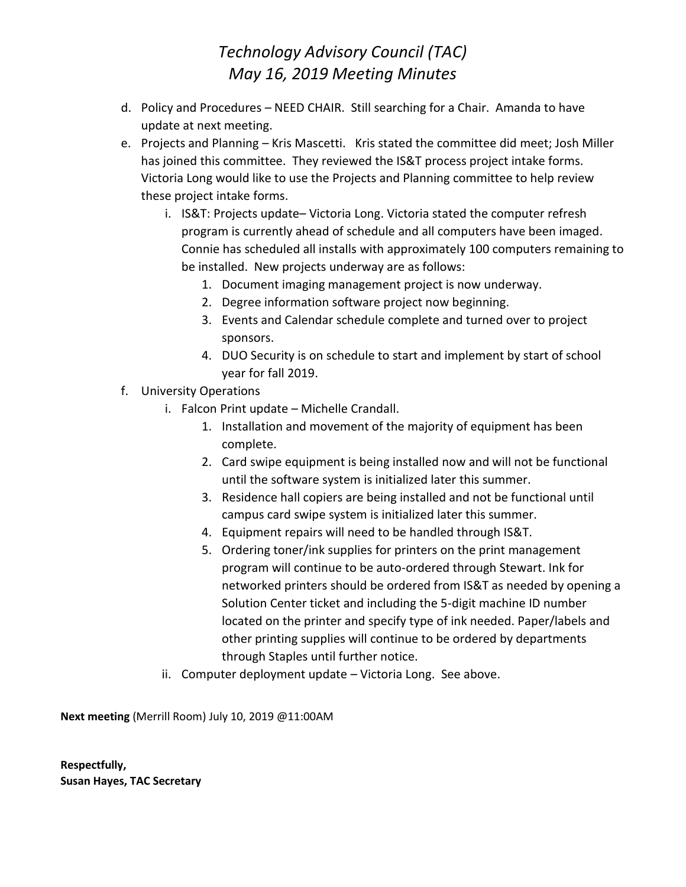d. Policy and Procedures – NEED CHAIR. Still searching for a Chair. Amanda to have update at next meeting.

e. Projects and Planning – Kris Mascetti. Kris stated the committee did meet; Josh Miller has joined this committee. They reviewed the IS&T process project intake forms. Victoria Long would like to use the Projects and Planning committee to help review these project intake forms.

   i. IS&T: Projects update– Victoria Long. Victoria stated the computer refresh program is currently ahead of schedule and all computers have been imaged. Connie has scheduled all installs with approximately 100 computers remaining to be installed. New projects underway are as follows:

      1. Document imaging management project is now underway.
      2. Degree information software project now beginning.
      3. Events and Calendar schedule complete and turned over to project sponsors.
      4. DUO Security is on schedule to start and implement by start of school year for fall 2019.

f. University Operations

   i. Falcon Print update – Michelle Crandall.

      1. Installation and movement of the majority of equipment has been complete.
      2. Card swipe equipment is being installed now and will not be functional until the software system is initialized later this summer.
      3. Residence hall copiers are being installed and not be functional until campus card swipe system is initialized later this summer.
      4. Equipment repairs will need to be handled through IS&T.
      5. Ordering toner/ink supplies for printers on the print management program will continue to be auto-ordered through Stewart. Ink for networked printers should be ordered from IS&T as needed by opening a Solution Center ticket and including the 5-digit machine ID number located on the printer and specify type of ink needed. Paper/labels and other printing supplies will continue to be ordered by departments through Staples until further notice.

   ii. Computer deployment update – Victoria Long. See above.

**Next meeting** (Merrill Room) July 10, 2019 @11:00AM

**Respectfully,**
**Susan Hayes, TAC Secretary**